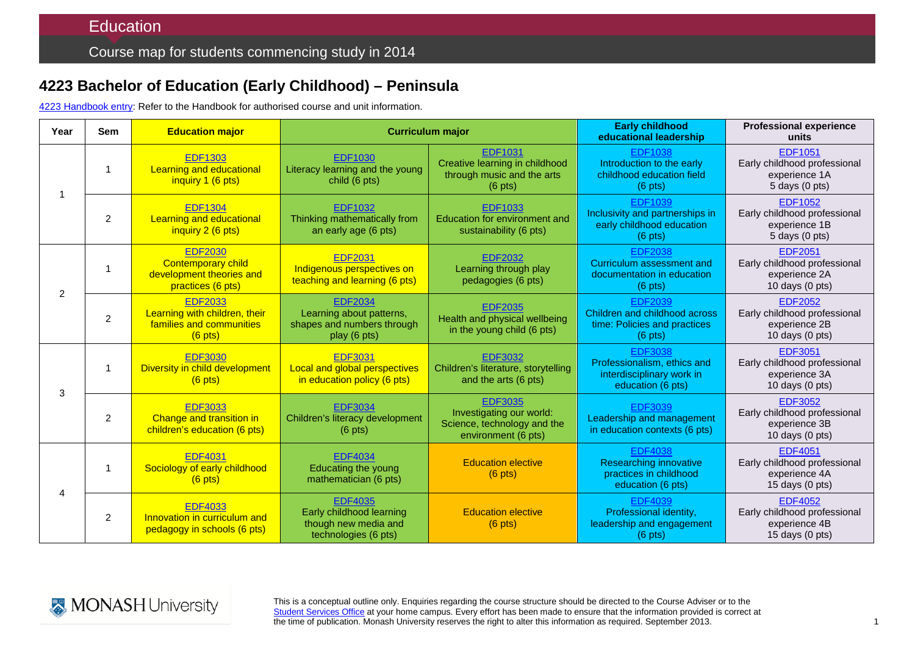Education

Course map for students commencing study in 2014

# 4223 Bachelor of Education (Early Childhood) – Peninsula

4223 Handbook entry: Refer to the Handbook for authorised course and unit information.

| Year | Sem | Education major | Curriculum major | | Early childhood educational leadership | Professional experience units |
|---|---|---|---|---|---|---|
| 1 | 1 | EDF1303 Learning and educational inquiry 1 (6 pts) | EDF1030 Literacy learning and the young child (6 pts) | EDF1031 Creative learning in childhood through music and the arts (6 pts) | EDF1038 Introduction to the early childhood education field (6 pts) | EDF1051 Early childhood professional experience 1A 5 days (0 pts) |
| | 2 | EDF1304 Learning and educational inquiry 2 (6 pts) | EDF1032 Thinking mathematically from an early age (6 pts) | EDF1033 Education for environment and sustainability (6 pts) | EDF1039 Inclusivity and partnerships in early childhood education (6 pts) | EDF1052 Early childhood professional experience 1B 5 days (0 pts) |
| 2 | 1 | EDF2030 Contemporary child development theories and practices (6 pts) | EDF2031 Indigenous perspectives on teaching and learning (6 pts) | EDF2032 Learning through play pedagogies (6 pts) | EDF2038 Curriculum assessment and documentation in education (6 pts) | EDF2051 Early childhood professional experience 2A 10 days (0 pts) |
| | 2 | EDF2033 Learning with children, their families and communities (6 pts) | EDF2034 Learning about patterns, shapes and numbers through play (6 pts) | EDF2035 Health and physical wellbeing in the young child (6 pts) | EDF2039 Children and childhood across time: Policies and practices (6 pts) | EDF2052 Early childhood professional experience 2B 10 days (0 pts) |
| 3 | 1 | EDF3030 Diversity in child development (6 pts) | EDF3031 Local and global perspectives in education policy (6 pts) | EDF3032 Children's literature, storytelling and the arts (6 pts) | EDF3038 Professionalism, ethics and interdisciplinary work in education (6 pts) | EDF3051 Early childhood professional experience 3A 10 days (0 pts) |
| | 2 | EDF3033 Change and transition in children's education (6 pts) | EDF3034 Children's literacy development (6 pts) | EDF3035 Investigating our world: Science, technology and the environment (6 pts) | EDF3039 Leadership and management in education contexts (6 pts) | EDF3052 Early childhood professional experience 3B 10 days (0 pts) |
| 4 | 1 | EDF4031 Sociology of early childhood (6 pts) | EDF4034 Educating the young mathematician (6 pts) | Education elective (6 pts) | EDF4038 Researching innovative practices in childhood education (6 pts) | EDF4051 Early childhood professional experience 4A 15 days (0 pts) |
| | 2 | EDF4033 Innovation in curriculum and pedagogy in schools (6 pts) | EDF4035 Early childhood learning though new media and technologies (6 pts) | Education elective (6 pts) | EDF4039 Professional identity, leadership and engagement (6 pts) | EDF4052 Early childhood professional experience 4B 15 days (0 pts) |

MONASH University

This is a conceptual outline only. Enquiries regarding the course structure should be directed to the Course Adviser or to the Student Services Office at your home campus. Every effort has been made to ensure that the information provided is correct at the time of publication. Monash University reserves the right to alter this information as required. September 2013.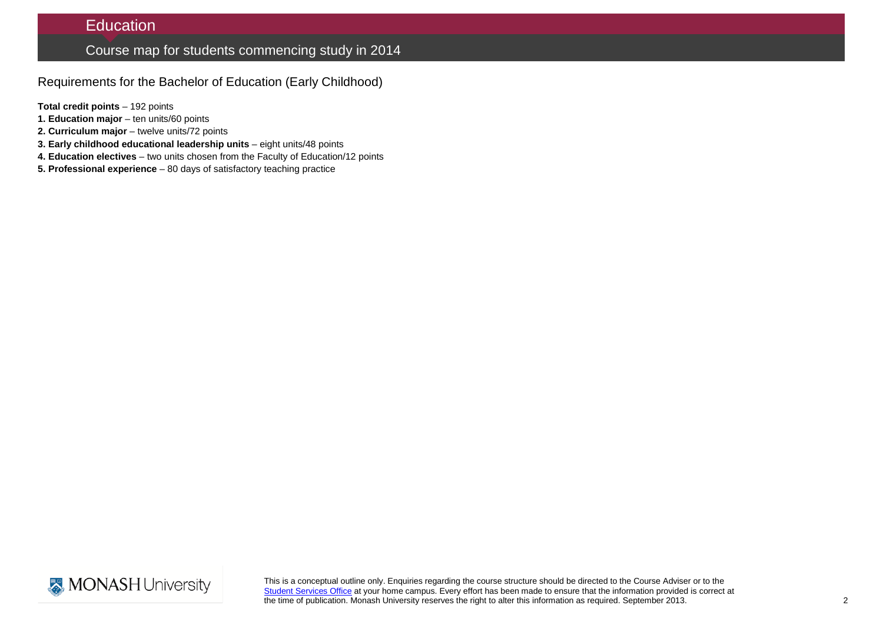# Education

## Course map for students commencing study in 2014

### Requirements for the Bachelor of Education (Early Childhood)

**Total credit points** – 192 points

**1. Education major** – ten units/60 points

**2. Curriculum major** – twelve units/72 points

**3. Early childhood educational leadership units** – eight units/48 points

**4. Education electives** – two units chosen from the Faculty of Education/12 points

**5. Professional experience** – 80 days of satisfactory teaching practice

This is a conceptual outline only. Enquiries regarding the course structure should be directed to the Course Adviser or to the Student Services Office at your home campus. Every effort has been made to ensure that the information provided is correct at the time of publication. Monash University reserves the right to alter this information as required. September 2013.